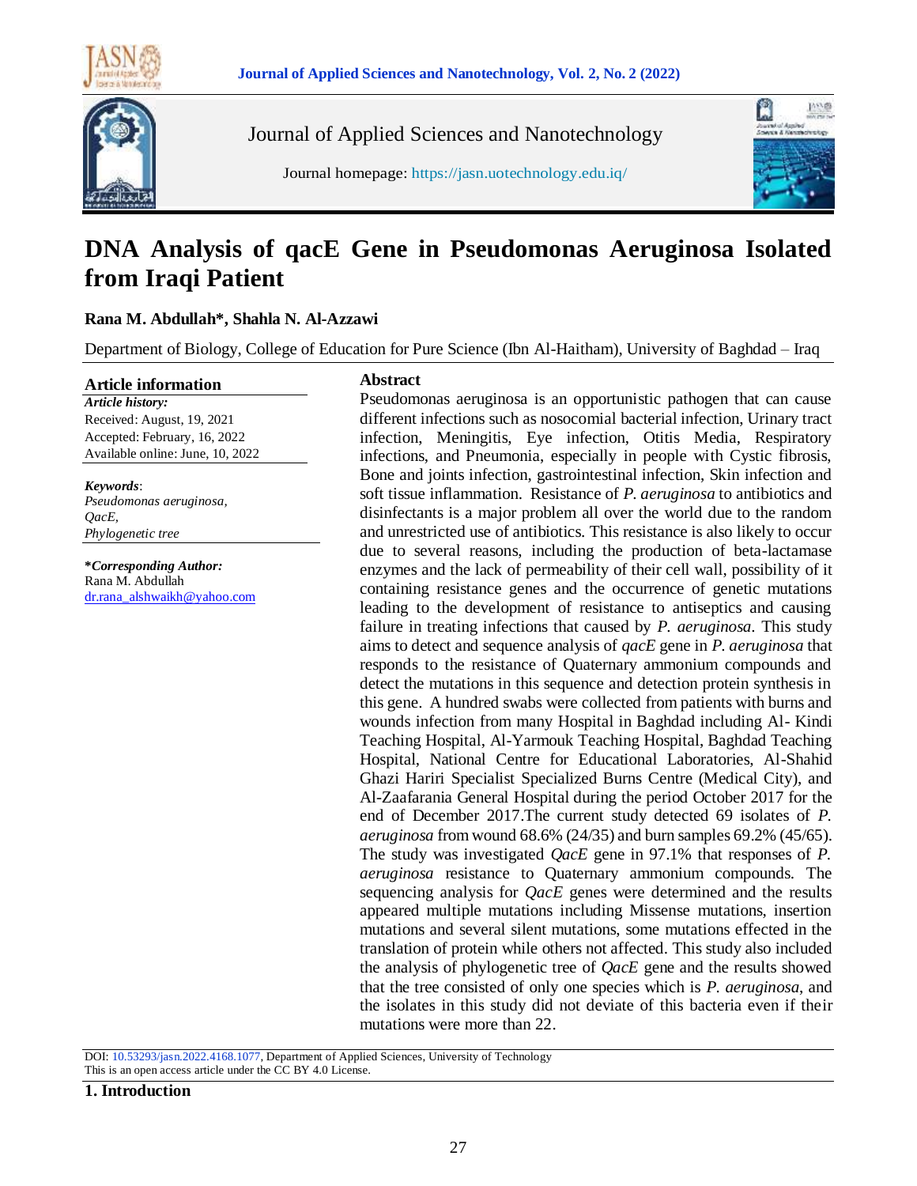# DNA Analysis of qacE Gene in Pseudomonas Aeruginosa Isolated from Iraqi Patient

**Rana M. Abdullah\*, Shahla N. Al-Azzawi**

Department of Biology, College of Education for Pure Science (Ibn Al-Haitham), University of Baghdad – Iraq

## Article information

***Article history:***

Received: August, 19, 2021

Accepted: February, 16, 2022

Available online: June, 10, 2022

***Keywords***:

*Pseudomonas aeruginosa,*

*QacE,*

*Phylogenetic tree*

***\*Corresponding Author:***

Rana M. Abdullah

dr.rana_alshwaikh@yahoo.com

## Abstract

Pseudomonas aeruginosa is an opportunistic pathogen that can cause different infections such as nosocomial bacterial infection, Urinary tract infection, Meningitis, Eye infection, Otitis Media, Respiratory infections, and Pneumonia, especially in people with Cystic fibrosis, Bone and joints infection, gastrointestinal infection, Skin infection and soft tissue inflammation. Resistance of *P. aeruginosa* to antibiotics and disinfectants is a major problem all over the world due to the random and unrestricted use of antibiotics. This resistance is also likely to occur due to several reasons, including the production of beta-lactamase enzymes and the lack of permeability of their cell wall, possibility of it containing resistance genes and the occurrence of genetic mutations leading to the development of resistance to antiseptics and causing failure in treating infections that caused by *P. aeruginosa*. This study aims to detect and sequence analysis of *qacE* gene in *P. aeruginosa* that responds to the resistance of Quaternary ammonium compounds and detect the mutations in this sequence and detection protein synthesis in this gene. A hundred swabs were collected from patients with burns and wounds infection from many Hospital in Baghdad including Al- Kindi Teaching Hospital, Al-Yarmouk Teaching Hospital, Baghdad Teaching Hospital, National Centre for Educational Laboratories, Al-Shahid Ghazi Hariri Specialist Specialized Burns Centre (Medical City), and Al-Zaafarania General Hospital during the period October 2017 for the end of December 2017.The current study detected 69 isolates of *P. aeruginosa* from wound 68.6% (24/35) and burn samples 69.2% (45/65). The study was investigated *QacE* gene in 97.1% that responses of *P. aeruginosa* resistance to Quaternary ammonium compounds. The sequencing analysis for *QacE* genes were determined and the results appeared multiple mutations including Missense mutations, insertion mutations and several silent mutations, some mutations effected in the translation of protein while others not affected. This study also included the analysis of phylogenetic tree of *QacE* gene and the results showed that the tree consisted of only one species which is *P. aeruginosa*, and the isolates in this study did not deviate of this bacteria even if their mutations were more than 22.

DOI: 10.53293/jasn.2022.4168.1077, Department of Applied Sciences, University of Technology
This is an open access article under the CC BY 4.0 License.

## 1. Introduction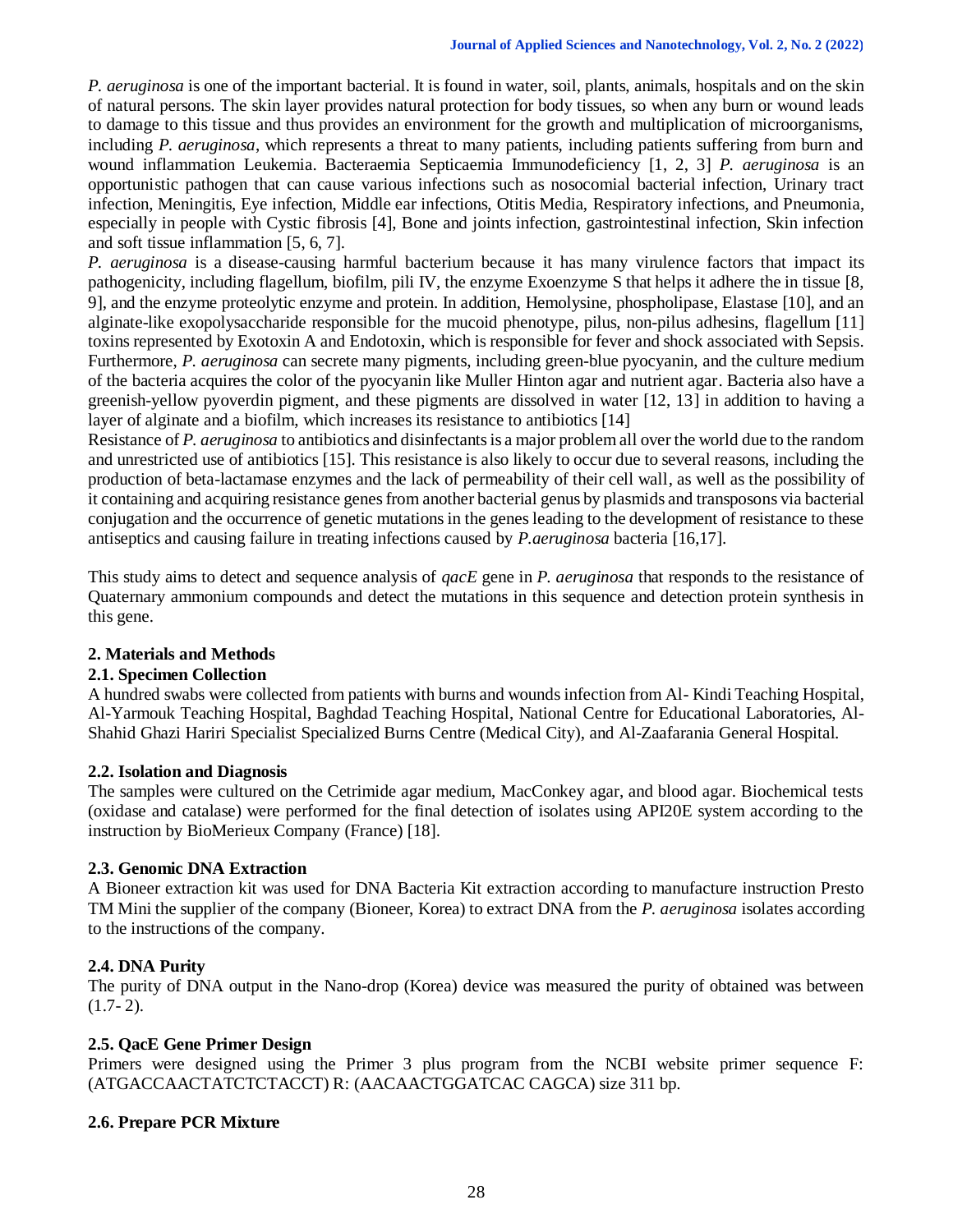*P. aeruginosa* is one of the important bacterial. It is found in water, soil, plants, animals, hospitals and on the skin of natural persons. The skin layer provides natural protection for body tissues, so when any burn or wound leads to damage to this tissue and thus provides an environment for the growth and multiplication of microorganisms, including *P. aeruginosa*, which represents a threat to many patients, including patients suffering from burn and wound inflammation Leukemia. Bacteraemia Septicaemia Immunodeficiency [1, 2, 3] *P. aeruginosa* is an opportunistic pathogen that can cause various infections such as nosocomial bacterial infection, Urinary tract infection, Meningitis, Eye infection, Middle ear infections, Otitis Media, Respiratory infections, and Pneumonia, especially in people with Cystic fibrosis [4], Bone and joints infection, gastrointestinal infection, Skin infection and soft tissue inflammation [5, 6, 7].

*P. aeruginosa* is a disease-causing harmful bacterium because it has many virulence factors that impact its pathogenicity, including flagellum, biofilm, pili IV, the enzyme Exoenzyme S that helps it adhere the in tissue [8, 9], and the enzyme proteolytic enzyme and protein. In addition, Hemolysine, phospholipase, Elastase [10], and an alginate-like exopolysaccharide responsible for the mucoid phenotype, pilus, non-pilus adhesins, flagellum [11] toxins represented by Exotoxin A and Endotoxin, which is responsible for fever and shock associated with Sepsis. Furthermore, *P. aeruginosa* can secrete many pigments, including green-blue pyocyanin, and the culture medium of the bacteria acquires the color of the pyocyanin like Muller Hinton agar and nutrient agar. Bacteria also have a greenish-yellow pyoverdin pigment, and these pigments are dissolved in water [12, 13] in addition to having a layer of alginate and a biofilm, which increases its resistance to antibiotics [14]

Resistance of *P. aeruginosa* to antibiotics and disinfectants is a major problem all over the world due to the random and unrestricted use of antibiotics [15]. This resistance is also likely to occur due to several reasons, including the production of beta-lactamase enzymes and the lack of permeability of their cell wall, as well as the possibility of it containing and acquiring resistance genes from another bacterial genus by plasmids and transposons via bacterial conjugation and the occurrence of genetic mutations in the genes leading to the development of resistance to these antiseptics and causing failure in treating infections caused by *P.aeruginosa* bacteria [16,17].

This study aims to detect and sequence analysis of *qacE* gene in *P. aeruginosa* that responds to the resistance of Quaternary ammonium compounds and detect the mutations in this sequence and detection protein synthesis in this gene.

## 2. Materials and Methods

### 2.1. Specimen Collection

A hundred swabs were collected from patients with burns and wounds infection from Al- Kindi Teaching Hospital, Al-Yarmouk Teaching Hospital, Baghdad Teaching Hospital, National Centre for Educational Laboratories, Al-Shahid Ghazi Hariri Specialist Specialized Burns Centre (Medical City), and Al-Zaafarania General Hospital.

### 2.2. Isolation and Diagnosis

The samples were cultured on the Cetrimide agar medium, MacConkey agar, and blood agar. Biochemical tests (oxidase and catalase) were performed for the final detection of isolates using API20E system according to the instruction by BioMerieux Company (France) [18].

### 2.3. Genomic DNA Extraction

A Bioneer extraction kit was used for DNA Bacteria Kit extraction according to manufacture instruction Presto TM Mini the supplier of the company (Bioneer, Korea) to extract DNA from the *P. aeruginosa* isolates according to the instructions of the company.

### 2.4. DNA Purity

The purity of DNA output in the Nano-drop (Korea) device was measured the purity of obtained was between (1.7- 2).

### 2.5. QacE Gene Primer Design

Primers were designed using the Primer 3 plus program from the NCBI website primer sequence F: (ATGACCAACTATCTCTACCT) R: (AACAACTGGATCAC CAGCA) size 311 bp.

### 2.6. Prepare PCR Mixture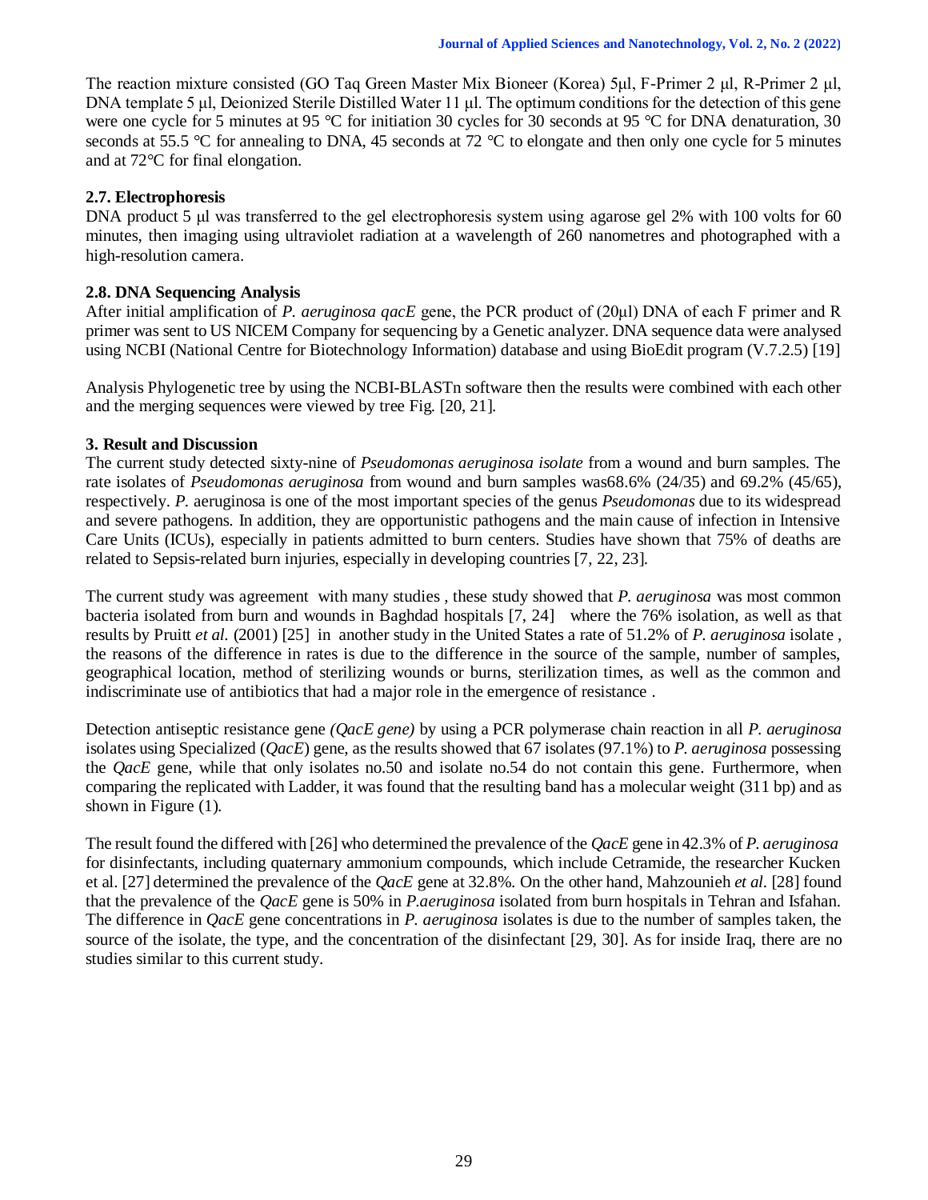The reaction mixture consisted (GO Taq Green Master Mix Bioneer (Korea) 5µl, F-Primer 2 µl, R-Primer 2 µl, DNA template 5 µl, Deionized Sterile Distilled Water 11 µl. The optimum conditions for the detection of this gene were one cycle for 5 minutes at 95 ℃ for initiation 30 cycles for 30 seconds at 95 ℃ for DNA denaturation, 30 seconds at 55.5 ℃ for annealing to DNA, 45 seconds at 72 ℃ to elongate and then only one cycle for 5 minutes and at 72℃ for final elongation.

### 2.7. Electrophoresis

DNA product 5 µl was transferred to the gel electrophoresis system using agarose gel 2% with 100 volts for 60 minutes, then imaging using ultraviolet radiation at a wavelength of 260 nanometres and photographed with a high-resolution camera.

### 2.8. DNA Sequencing Analysis

After initial amplification of *P. aeruginosa qacE* gene, the PCR product of (20µl) DNA of each F primer and R primer was sent to US NICEM Company for sequencing by a Genetic analyzer. DNA sequence data were analysed using NCBI (National Centre for Biotechnology Information) database and using BioEdit program (V.7.2.5) [19]

Analysis Phylogenetic tree by using the NCBI-BLASTn software then the results were combined with each other and the merging sequences were viewed by tree Fig. [20, 21].

## 3. Result and Discussion

The current study detected sixty-nine of *Pseudomonas aeruginosa isolate* from a wound and burn samples. The rate isolates of *Pseudomonas aeruginosa* from wound and burn samples was68.6% (24/35) and 69.2% (45/65), respectively. *P.* aeruginosa is one of the most important species of the genus *Pseudomonas* due to its widespread and severe pathogens. In addition, they are opportunistic pathogens and the main cause of infection in Intensive Care Units (ICUs), especially in patients admitted to burn centers. Studies have shown that 75% of deaths are related to Sepsis-related burn injuries, especially in developing countries [7, 22, 23].

The current study was agreement with many studies , these study showed that *P. aeruginosa* was most common bacteria isolated from burn and wounds in Baghdad hospitals [7, 24] where the 76% isolation, as well as that results by Pruitt *et al.* (2001) [25] in another study in the United States a rate of 51.2% of *P. aeruginosa* isolate , the reasons of the difference in rates is due to the difference in the source of the sample, number of samples, geographical location, method of sterilizing wounds or burns, sterilization times, as well as the common and indiscriminate use of antibiotics that had a major role in the emergence of resistance .

Detection antiseptic resistance gene *(QacE gene)* by using a PCR polymerase chain reaction in all *P. aeruginosa* isolates using Specialized (*QacE*) gene, as the results showed that 67 isolates (97.1%) to *P. aeruginosa* possessing the *QacE* gene, while that only isolates no.50 and isolate no.54 do not contain this gene. Furthermore, when comparing the replicated with Ladder, it was found that the resulting band has a molecular weight (311 bp) and as shown in Figure (1).

The result found the differed with [26] who determined the prevalence of the *QacE* gene in 42.3% of *P. aeruginosa* for disinfectants, including quaternary ammonium compounds, which include Cetramide, the researcher Kucken et al. [27] determined the prevalence of the *QacE* gene at 32.8%. On the other hand, Mahzounieh *et al.* [28] found that the prevalence of the *QacE* gene is 50% in *P.aeruginosa* isolated from burn hospitals in Tehran and Isfahan. The difference in *QacE* gene concentrations in *P. aeruginosa* isolates is due to the number of samples taken, the source of the isolate, the type, and the concentration of the disinfectant [29, 30]. As for inside Iraq, there are no studies similar to this current study.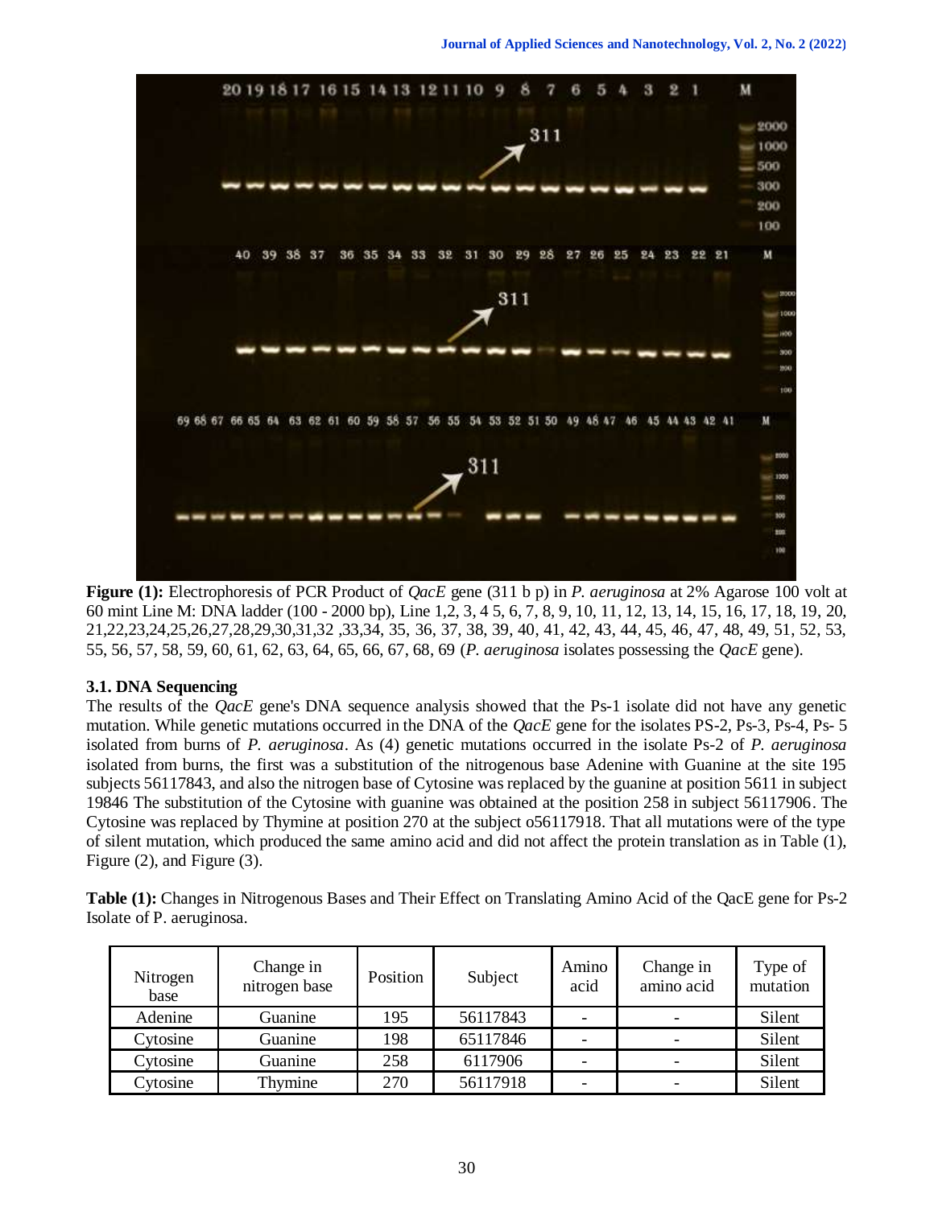**Figure (1):** Electrophoresis of PCR Product of *QacE* gene (311 b p) in *P. aeruginosa* at 2% Agarose 100 volt at 60 mint Line M: DNA ladder (100 - 2000 bp), Line 1,2, 3, 4 5, 6, 7, 8, 9, 10, 11, 12, 13, 14, 15, 16, 17, 18, 19, 20, 21,22,23,24,25,26,27,28,29,30,31,32 ,33,34, 35, 36, 37, 38, 39, 40, 41, 42, 43, 44, 45, 46, 47, 48, 49, 51, 52, 53, 55, 56, 57, 58, 59, 60, 61, 62, 63, 64, 65, 66, 67, 68, 69 (*P. aeruginosa* isolates possessing the *QacE* gene).

### 3.1. DNA Sequencing

The results of the *QacE* gene's DNA sequence analysis showed that the Ps-1 isolate did not have any genetic mutation. While genetic mutations occurred in the DNA of the *QacE* gene for the isolates PS-2, Ps-3, Ps-4, Ps- 5 isolated from burns of *P. aeruginosa*. As (4) genetic mutations occurred in the isolate Ps-2 of *P. aeruginosa* isolated from burns, the first was a substitution of the nitrogenous base Adenine with Guanine at the site 195 subjects 56117843, and also the nitrogen base of Cytosine was replaced by the guanine at position 5611 in subject 19846 The substitution of the Cytosine with guanine was obtained at the position 258 in subject 56117906. The Cytosine was replaced by Thymine at position 270 at the subject o56117918. That all mutations were of the type of silent mutation, which produced the same amino acid and did not affect the protein translation as in Table (1), Figure (2), and Figure (3).

**Table (1):** Changes in Nitrogenous Bases and Their Effect on Translating Amino Acid of the QacE gene for Ps-2 Isolate of P. aeruginosa.

| Nitrogen base | Change in nitrogen base | Position | Subject | Amino acid | Change in amino acid | Type of mutation |
|---|---|---|---|---|---|---|
| Adenine | Guanine | 195 | 56117843 | - | - | Silent |
| Cytosine | Guanine | 198 | 65117846 | - | - | Silent |
| Cytosine | Guanine | 258 | 6117906 | - | - | Silent |
| Cytosine | Thymine | 270 | 56117918 | - | - | Silent |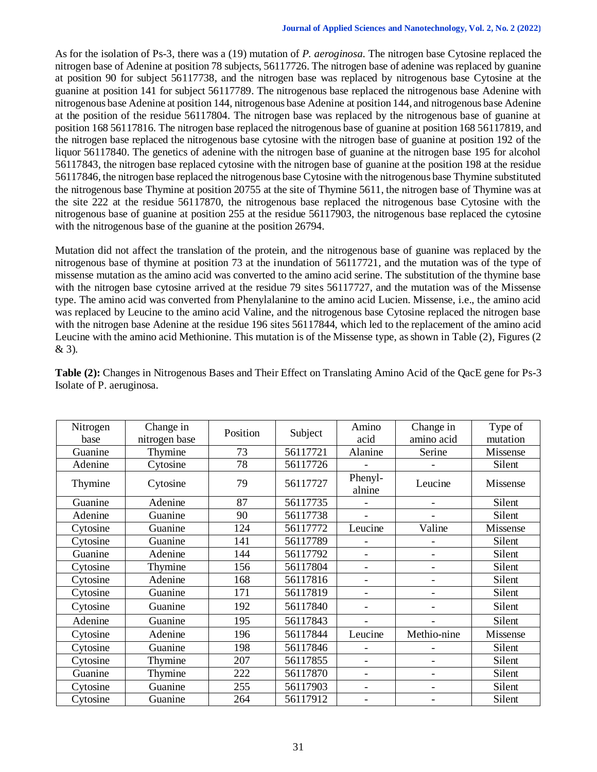As for the isolation of Ps-3, there was a (19) mutation of *P. aeroginosa*. The nitrogen base Cytosine replaced the nitrogen base of Adenine at position 78 subjects, 56117726. The nitrogen base of adenine was replaced by guanine at position 90 for subject 56117738, and the nitrogen base was replaced by nitrogenous base Cytosine at the guanine at position 141 for subject 56117789. The nitrogenous base replaced the nitrogenous base Adenine with nitrogenous base Adenine at position 144, nitrogenous base Adenine at position 144, and nitrogenous base Adenine at the position of the residue 56117804. The nitrogen base was replaced by the nitrogenous base of guanine at position 168 56117816. The nitrogen base replaced the nitrogenous base of guanine at position 168 56117819, and the nitrogen base replaced the nitrogenous base cytosine with the nitrogen base of guanine at position 192 of the liquor 56117840. The genetics of adenine with the nitrogen base of guanine at the nitrogen base 195 for alcohol 56117843, the nitrogen base replaced cytosine with the nitrogen base of guanine at the position 198 at the residue 56117846, the nitrogen base replaced the nitrogenous base Cytosine with the nitrogenous base Thymine substituted the nitrogenous base Thymine at position 20755 at the site of Thymine 5611, the nitrogen base of Thymine was at the site 222 at the residue 56117870, the nitrogenous base replaced the nitrogenous base Cytosine with the nitrogenous base of guanine at position 255 at the residue 56117903, the nitrogenous base replaced the cytosine with the nitrogenous base of the guanine at the position 26794.

Mutation did not affect the translation of the protein, and the nitrogenous base of guanine was replaced by the nitrogenous base of thymine at position 73 at the inundation of 56117721, and the mutation was of the type of missense mutation as the amino acid was converted to the amino acid serine. The substitution of the thymine base with the nitrogen base cytosine arrived at the residue 79 sites 56117727, and the mutation was of the Missense type. The amino acid was converted from Phenylalanine to the amino acid Lucien. Missense, i.e., the amino acid was replaced by Leucine to the amino acid Valine, and the nitrogenous base Cytosine replaced the nitrogen base with the nitrogen base Adenine at the residue 196 sites 56117844, which led to the replacement of the amino acid Leucine with the amino acid Methionine. This mutation is of the Missense type, as shown in Table (2), Figures (2 & 3).

**Table (2):** Changes in Nitrogenous Bases and Their Effect on Translating Amino Acid of the QacE gene for Ps-3 Isolate of P. aeruginosa.

| Nitrogen base | Change in nitrogen base | Position | Subject | Amino acid | Change in amino acid | Type of mutation |
|---|---|---|---|---|---|---|
| Guanine | Thymine | 73 | 56117721 | Alanine | Serine | Missense |
| Adenine | Cytosine | 78 | 56117726 | - | - | Silent |
| Thymine | Cytosine | 79 | 56117727 | Phenyl-alnine | Leucine | Missense |
| Guanine | Adenine | 87 | 56117735 | - | - | Silent |
| Adenine | Guanine | 90 | 56117738 | - | - | Silent |
| Cytosine | Guanine | 124 | 56117772 | Leucine | Valine | Missense |
| Cytosine | Guanine | 141 | 56117789 | - | - | Silent |
| Guanine | Adenine | 144 | 56117792 | - | - | Silent |
| Cytosine | Thymine | 156 | 56117804 | - | - | Silent |
| Cytosine | Adenine | 168 | 56117816 | - | - | Silent |
| Cytosine | Guanine | 171 | 56117819 | - | - | Silent |
| Cytosine | Guanine | 192 | 56117840 | - | - | Silent |
| Adenine | Guanine | 195 | 56117843 | - | - | Silent |
| Cytosine | Adenine | 196 | 56117844 | Leucine | Methio-nine | Missense |
| Cytosine | Guanine | 198 | 56117846 | - | - | Silent |
| Cytosine | Thymine | 207 | 56117855 | - | - | Silent |
| Guanine | Thymine | 222 | 56117870 | - | - | Silent |
| Cytosine | Guanine | 255 | 56117903 | - | - | Silent |
| Cytosine | Guanine | 264 | 56117912 | - | - | Silent |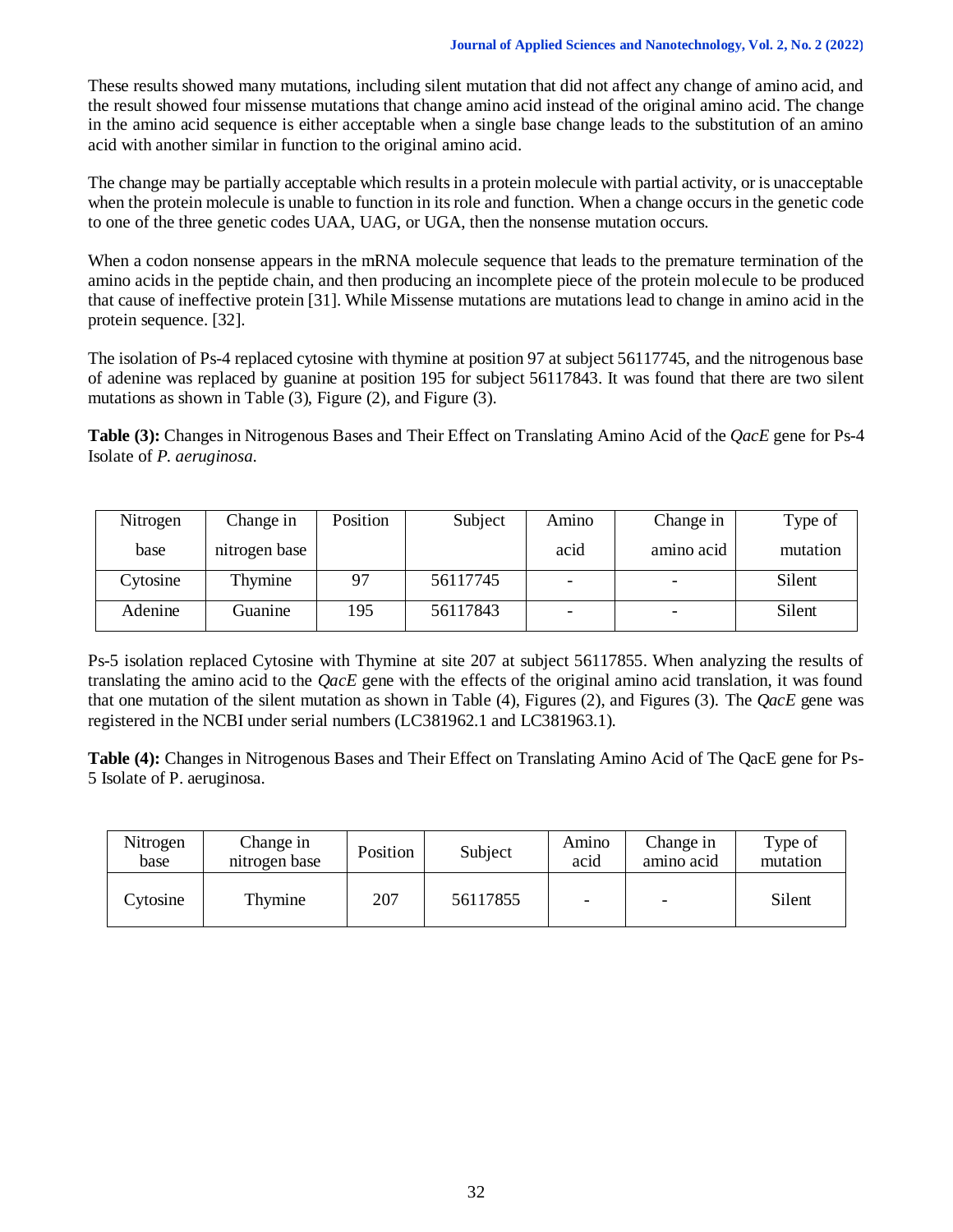These results showed many mutations, including silent mutation that did not affect any change of amino acid, and the result showed four missense mutations that change amino acid instead of the original amino acid. The change in the amino acid sequence is either acceptable when a single base change leads to the substitution of an amino acid with another similar in function to the original amino acid.

The change may be partially acceptable which results in a protein molecule with partial activity, or is unacceptable when the protein molecule is unable to function in its role and function. When a change occurs in the genetic code to one of the three genetic codes UAA, UAG, or UGA, then the nonsense mutation occurs.

When a codon nonsense appears in the mRNA molecule sequence that leads to the premature termination of the amino acids in the peptide chain, and then producing an incomplete piece of the protein molecule to be produced that cause of ineffective protein [31]. While Missense mutations are mutations lead to change in amino acid in the protein sequence. [32].

The isolation of Ps-4 replaced cytosine with thymine at position 97 at subject 56117745, and the nitrogenous base of adenine was replaced by guanine at position 195 for subject 56117843. It was found that there are two silent mutations as shown in Table (3), Figure (2), and Figure (3).

**Table (3):** Changes in Nitrogenous Bases and Their Effect on Translating Amino Acid of the *QacE* gene for Ps-4 Isolate of *P. aeruginosa*.

| Nitrogen base | Change in nitrogen base | Position | Subject | Amino acid | Change in amino acid | Type of mutation |
|---|---|---|---|---|---|---|
| Cytosine | Thymine | 97 | 56117745 | - | - | Silent |
| Adenine | Guanine | 195 | 56117843 | - | - | Silent |

Ps-5 isolation replaced Cytosine with Thymine at site 207 at subject 56117855. When analyzing the results of translating the amino acid to the *QacE* gene with the effects of the original amino acid translation, it was found that one mutation of the silent mutation as shown in Table (4), Figures (2), and Figures (3). The *QacE* gene was registered in the NCBI under serial numbers (LC381962.1 and LC381963.1).

**Table (4):** Changes in Nitrogenous Bases and Their Effect on Translating Amino Acid of The QacE gene for Ps-5 Isolate of P. aeruginosa.

| Nitrogen base | Change in nitrogen base | Position | Subject | Amino acid | Change in amino acid | Type of mutation |
|---|---|---|---|---|---|---|
| Cytosine | Thymine | 207 | 56117855 | - | - | Silent |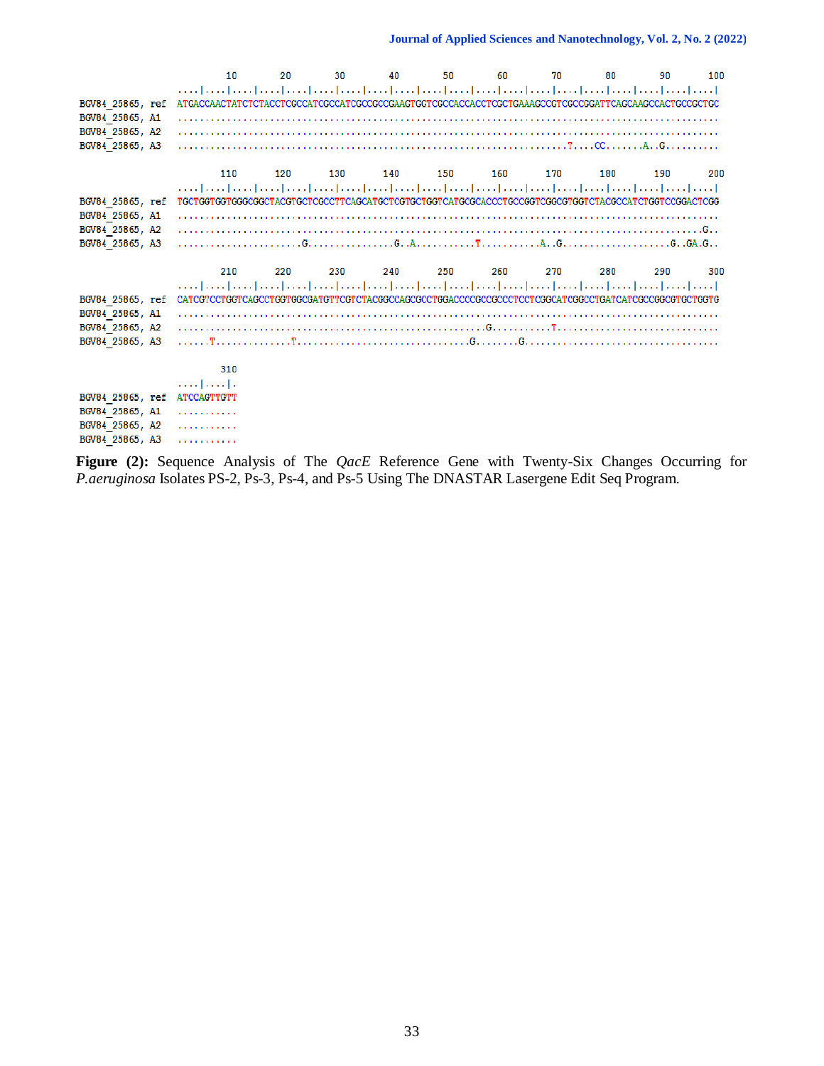```
                    10        20        30        40        50        60        70        80        90       100
            ....|....|....|....|....|....|....|....|....|....|....|....|....|....|....|....|....|....|....|....|
BGV84_25865, ref  ATGACCAACTATCTCTACCTCGCCATCGCCATCGCCGCCGAAGTGGTCGCCACCACCTCGCTGAAAGCCGTCGCCGGATTCAGCAAGCCACTGCCGCTGC
BGV84_25865, A1  ....................................................................................................
BGV84_25865, A2  ....................................................................................................
BGV84_25865, A3  ......................................................................T....CC......A..G.............

                   110       120       130       140       150       160       170       180       190       200
            ....|....|....|....|....|....|....|....|....|....|....|....|....|....|....|....|....|....|....|....|
BGV84_25865, ref  TGCTGGTGGTGGGCGGCTACGTGCTCGCCTTCAGCATGCTCGTGCTGGTCATGCGCACCCTGCCGGTCGGCGTGGTCTACGCCATCTGGTCCGGACTCGG
BGV84_25865, A1  ....................................................................................................
BGV84_25865, A2  .................................................................................................G..
BGV84_25865, A3  ......................G.................G..A...........T...........A..G....................G..GA.G..

                   210       220       230       240       250       260       270       280       290       300
            ....|....|....|....|....|....|....|....|....|....|....|....|....|....|....|....|....|....|....|....|
BGV84_25865, ref  CATCGTCCTGGTCAGCCTGGTGGCGATGTTCGTCTACGGCCAGCGCCTGGACCCCGCCGCCCTCCTCGGCATCGGCCTGATCATCGCCGGCGTGCTGGTG
BGV84_25865, A1  ....................................................................................................
BGV84_25865, A2  .......................................................G............T...............................
BGV84_25865, A3  ......T..............T..............................G........G......................................

                   310
            ....|....|.
BGV84_25865, ref  ATCCAGTTGTT
BGV84_25865, A1  ...........
BGV84_25865, A2  ...........
BGV84_25865, A3  ...........
```

**Figure (2):** Sequence Analysis of The *QacE* Reference Gene with Twenty-Six Changes Occurring for *P.aeruginosa* Isolates PS-2, Ps-3, Ps-4, and Ps-5 Using The DNASTAR Lasergene Edit Seq Program.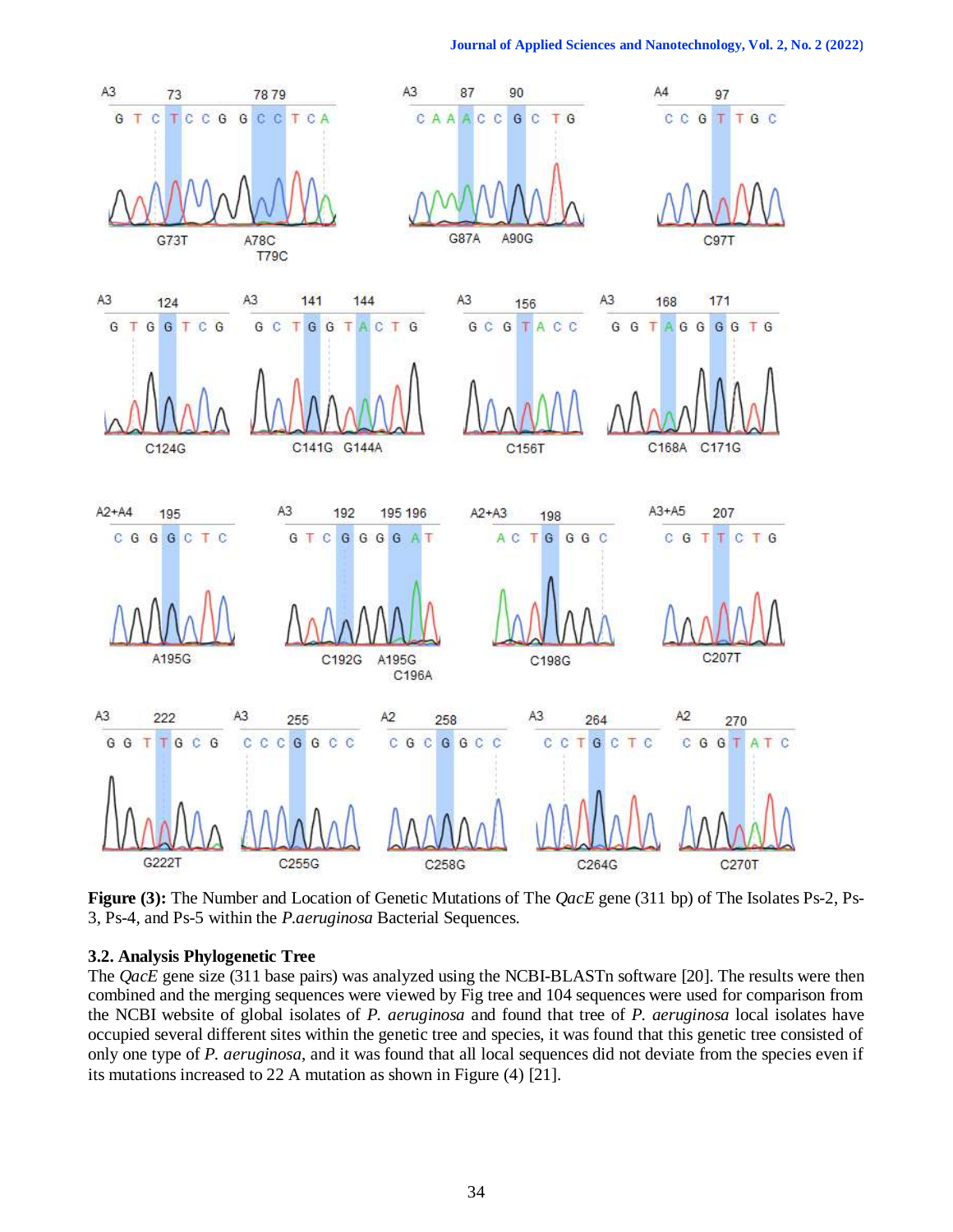**Figure (3):** The Number and Location of Genetic Mutations of The *QacE* gene (311 bp) of The Isolates Ps-2, Ps-3, Ps-4, and Ps-5 within the *P.aeruginosa* Bacterial Sequences.

### 3.2. Analysis Phylogenetic Tree

The *QacE* gene size (311 base pairs) was analyzed using the NCBI-BLASTn software [20]. The results were then combined and the merging sequences were viewed by Fig tree and 104 sequences were used for comparison from the NCBI website of global isolates of *P. aeruginosa* and found that tree of *P. aeruginosa* local isolates have occupied several different sites within the genetic tree and species, it was found that this genetic tree consisted of only one type of *P. aeruginosa*, and it was found that all local sequences did not deviate from the species even if its mutations increased to 22 A mutation as shown in Figure (4) [21].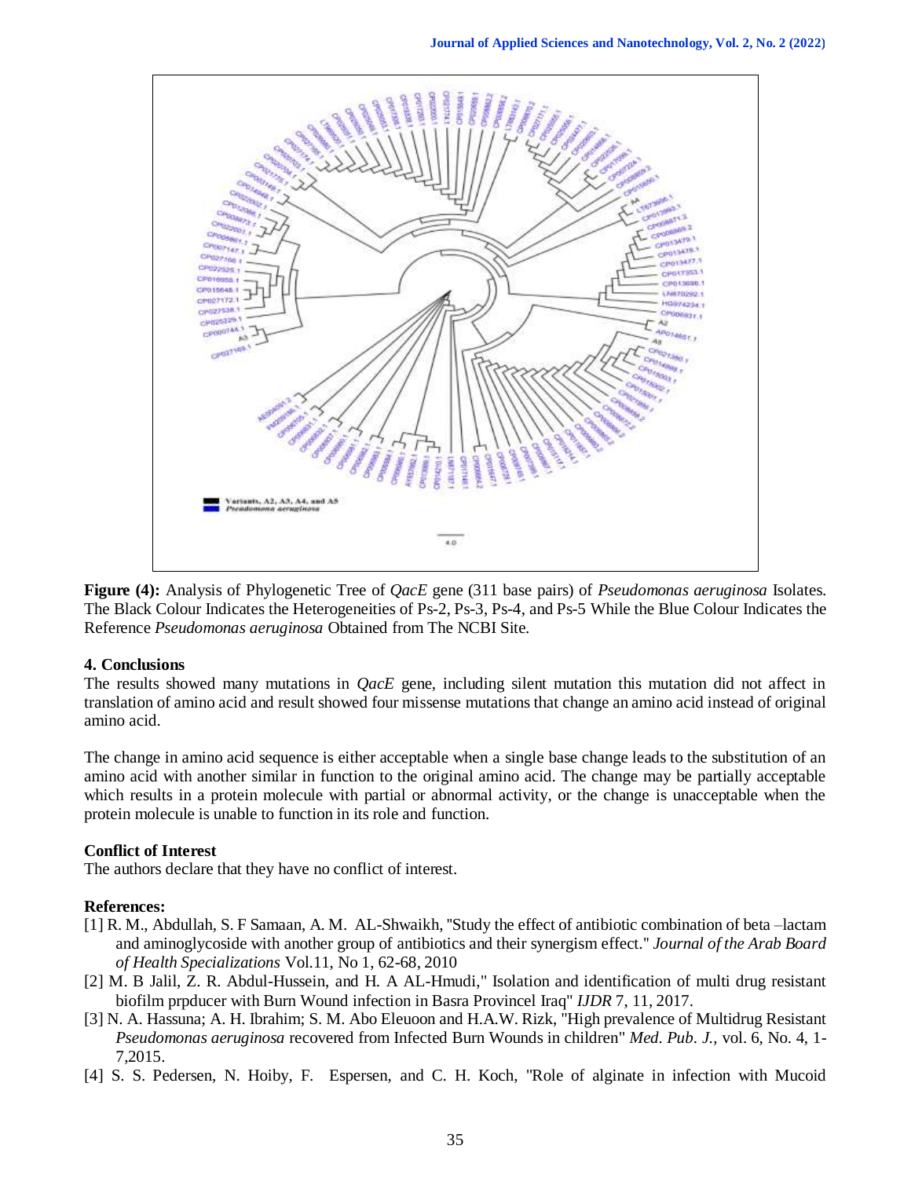**Figure (4):** Analysis of Phylogenetic Tree of *QacE* gene (311 base pairs) of *Pseudomonas aeruginosa* Isolates. The Black Colour Indicates the Heterogeneities of Ps-2, Ps-3, Ps-4, and Ps-5 While the Blue Colour Indicates the Reference *Pseudomonas aeruginosa* Obtained from The NCBI Site.

### 4. Conclusions

The results showed many mutations in *QacE* gene, including silent mutation this mutation did not affect in translation of amino acid and result showed four missense mutations that change an amino acid instead of original amino acid.

The change in amino acid sequence is either acceptable when a single base change leads to the substitution of an amino acid with another similar in function to the original amino acid. The change may be partially acceptable which results in a protein molecule with partial or abnormal activity, or the change is unacceptable when the protein molecule is unable to function in its role and function.

### Conflict of Interest

The authors declare that they have no conflict of interest.

### References:

[1] R. M., Abdullah, S. F Samaan, A. M. AL-Shwaikh, "Study the effect of antibiotic combination of beta –lactam and aminoglycoside with another group of antibiotics and their synergism effect." *Journal of the Arab Board of Health Specializations* Vol.11, No 1, 62-68, 2010

[2] M. B Jalil, Z. R. Abdul-Hussein, and H. A AL-Hmudi," Isolation and identification of multi drug resistant biofilm prpducer with Burn Wound infection in Basra Provincel Iraq" *IJDR* 7, 11, 2017.

[3] N. A. Hassuna; A. H. Ibrahim; S. M. Abo Eleuoon and H.A.W. Rizk, "High prevalence of Multidrug Resistant *Pseudomonas aeruginosa* recovered from Infected Burn Wounds in children" *Med. Pub. J.*, vol. 6, No. 4, 1-7,2015.

[4] S. S. Pedersen, N. Hoiby, F. Espersen, and C. H. Koch, "Role of alginate in infection with Mucoid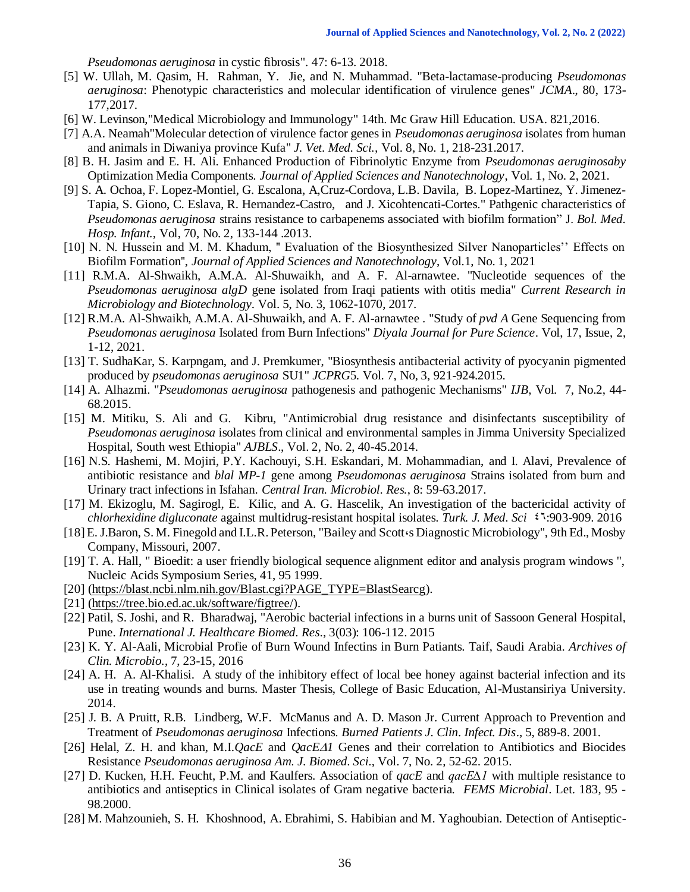*Pseudomonas aeruginosa* in cystic fibrosis". 47: 6-13. 2018.

[5] W. Ullah, M. Qasim, H. Rahman, Y. Jie, and N. Muhammad. "Beta-lactamase-producing *Pseudomonas aeruginosa*: Phenotypic characteristics and molecular identification of virulence genes" *JCMA*., 80, 173-177,2017.

[6] W. Levinson,"Medical Microbiology and Immunology" 14th. Mc Graw Hill Education. USA. 821,2016.

[7] A.A. Neamah"Molecular detection of virulence factor genes in *Pseudomonas aeruginosa* isolates from human and animals in Diwaniya province Kufa" *J. Vet. Med. Sci.,* Vol. 8, No. 1, 218-231.2017.

[8] B. H. Jasim and E. H. Ali. Enhanced Production of Fibrinolytic Enzyme from *Pseudomonas aeruginosaby* Optimization Media Components. *Journal of Applied Sciences and Nanotechnology*, Vol. 1, No. 2, 2021.

[9] S. A. Ochoa, F. Lopez-Montiel, G. Escalona, A,Cruz-Cordova, L.B. Davila, B. Lopez-Martinez, Y. Jimenez-Tapia, S. Giono, C. Eslava, R. Hernandez-Castro, and J. Xicohtencati-Cortes." Pathgenic characteristics of *Pseudomonas aeruginosa* strains resistance to carbapenems associated with biofilm formation" J. *Bol. Med. Hosp. Infant.*, Vol, 70, No. 2, 133-144 .2013.

[10] N. N. Hussein and M. M. Khadum, " Evaluation of the Biosynthesized Silver Nanoparticles'' Effects on Biofilm Formation", *Journal of Applied Sciences and Nanotechnology*, Vol.1, No. 1, 2021

[11] R.M.A. Al-Shwaikh, A.M.A. Al-Shuwaikh, and A. F. Al-arnawtee. "Nucleotide sequences of the *Pseudomonas aeruginosa algD* gene isolated from Iraqi patients with otitis media" *Current Research in Microbiology and Biotechnology*. Vol. 5, No. 3, 1062-1070, 2017.

[12] R.M.A. Al-Shwaikh, A.M.A. Al-Shuwaikh, and A. F. Al-arnawtee . "Study of *pvd A* Gene Sequencing from *Pseudomonas aeruginosa* Isolated from Burn Infections" *Diyala Journal for Pure Science*. Vol, 17, Issue, 2, 1-12, 2021.

[13] T. SudhaKar, S. Karpngam, and J. Premkumer, "Biosynthesis antibacterial activity of pyocyanin pigmented produced by *pseudomonas aeruginosa* SU1" *JCPRG*5. Vol. 7, No, 3, 921-924.2015.

[14] A. Alhazmi. "*Pseudomonas aeruginosa* pathogenesis and pathogenic Mechanisms" *IJB*, Vol. 7, No.2, 44-68.2015.

[15] M. Mitiku, S. Ali and G. Kibru, "Antimicrobial drug resistance and disinfectants susceptibility of *Pseudomonas aeruginosa* isolates from clinical and environmental samples in Jimma University Specialized Hospital, South west Ethiopia" *AJBLS*., Vol. 2, No. 2, 40-45.2014.

[16] N.S. Hashemi, M. Mojiri, P.Y. Kachouyi, S.H. Eskandari, M. Mohammadian, and I. Alavi, Prevalence of antibiotic resistance and *blal MP-1* gene among *Pseudomonas aeruginosa* Strains isolated from burn and Urinary tract infections in Isfahan. *Central Iran. Microbiol. Res.*, 8: 59-63.2017.

[17] M. Ekizoglu, M. Sagirogl, E. Kilic, and A. G. Hascelik, An investigation of the bactericidal activity of *chlorhexidine digluconate* against multidrug-resistant hospital isolates. *Turk. J. Med. Sci* ٤٦:903-909. 2016

[18] E. J.Baron, S. M. Finegold and I.L.R. Peterson, "Bailey and Scott‹s Diagnostic Microbiology", 9th Ed., Mosby Company, Missouri, 2007.

[19] T. A. Hall, " Bioedit: a user friendly biological sequence alignment editor and analysis program windows ", Nucleic Acids Symposium Series, 41, 95 1999.

[20] (https://blast.ncbi.nlm.nih.gov/Blast.cgi?PAGE_TYPE=BlastSearcg).

[21] (https://tree.bio.ed.ac.uk/software/figtree/).

[22] Patil, S. Joshi, and R. Bharadwaj, "Aerobic bacterial infections in a burns unit of Sassoon General Hospital, Pune. *International J. Healthcare Biomed. Res*., 3(03): 106-112. 2015

[23] K. Y. Al-Aali, Microbial Profie of Burn Wound Infectins in Burn Patiants. Taif, Saudi Arabia. *Archives of Clin. Microbio.*, 7, 23-15, 2016

[24] A. H. A. Al-Khalisi. A study of the inhibitory effect of local bee honey against bacterial infection and its use in treating wounds and burns. Master Thesis, College of Basic Education, Al-Mustansiriya University. 2014.

[25] J. B. A Pruitt, R.B. Lindberg, W.F. McManus and A. D. Mason Jr. Current Approach to Prevention and Treatment of *Pseudomonas aeruginosa* Infections. *Burned Patients J. Clin. Infect. Dis*., 5, 889-8. 2001.

[26] Helal, Z. H. and khan, M.I.*QacE* and *QacEΔ1* Genes and their correlation to Antibiotics and Biocides Resistance *Pseudomonas aeruginosa Am. J. Biomed. Sci.*, Vol. 7, No. 2, 52-62. 2015.

[27] D. Kucken, H.H. Feucht, P.M. and Kaulfers. Association of *qacE* and *qacEΔ1* with multiple resistance to antibiotics and antiseptics in Clinical isolates of Gram negative bacteria. *FEMS Microbial*. Let. 183, 95 - 98.2000.

[28] M. Mahzounieh, S. H. Khoshnood, A. Ebrahimi, S. Habibian and M. Yaghoubian. Detection of Antiseptic-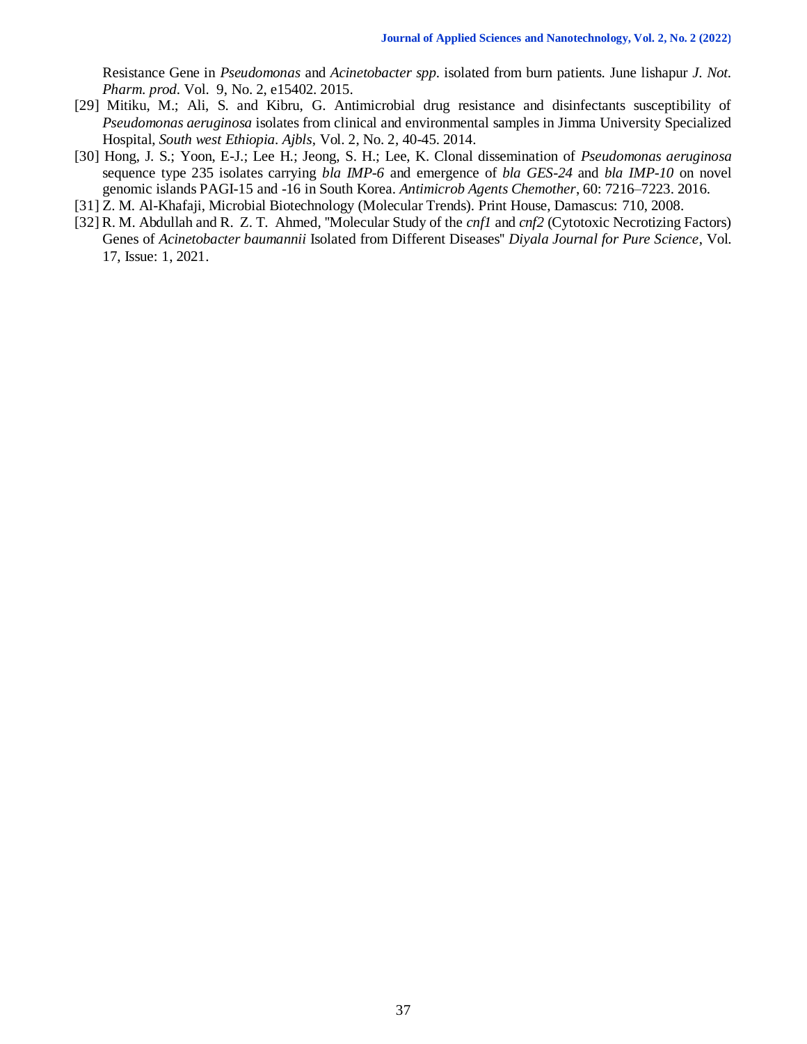Resistance Gene in *Pseudomonas* and *Acinetobacter spp*. isolated from burn patients. June lishapur *J. Not. Pharm. prod*. Vol. 9, No. 2, e15402. 2015.

[29] Mitiku, M.; Ali, S. and Kibru, G. Antimicrobial drug resistance and disinfectants susceptibility of *Pseudomonas aeruginosa* isolates from clinical and environmental samples in Jimma University Specialized Hospital, *South west Ethiopia*. *Ajbls*, Vol. 2, No. 2, 40-45. 2014.

[30] Hong, J. S.; Yoon, E-J.; Lee H.; Jeong, S. H.; Lee, K. Clonal dissemination of *Pseudomonas aeruginosa* sequence type 235 isolates carrying *bla IMP-6* and emergence of *bla GES-24* and *bla IMP-10* on novel genomic islands PAGI-15 and -16 in South Korea. *Antimicrob Agents Chemother*, 60: 7216–7223. 2016.

[31] Z. M. Al-Khafaji, Microbial Biotechnology (Molecular Trends). Print House, Damascus: 710, 2008.

[32] R. M. Abdullah and R. Z. T. Ahmed, "Molecular Study of the *cnf1* and *cnf2* (Cytotoxic Necrotizing Factors) Genes of *Acinetobacter baumannii* Isolated from Different Diseases" *Diyala Journal for Pure Science*, Vol. 17, Issue: 1, 2021.